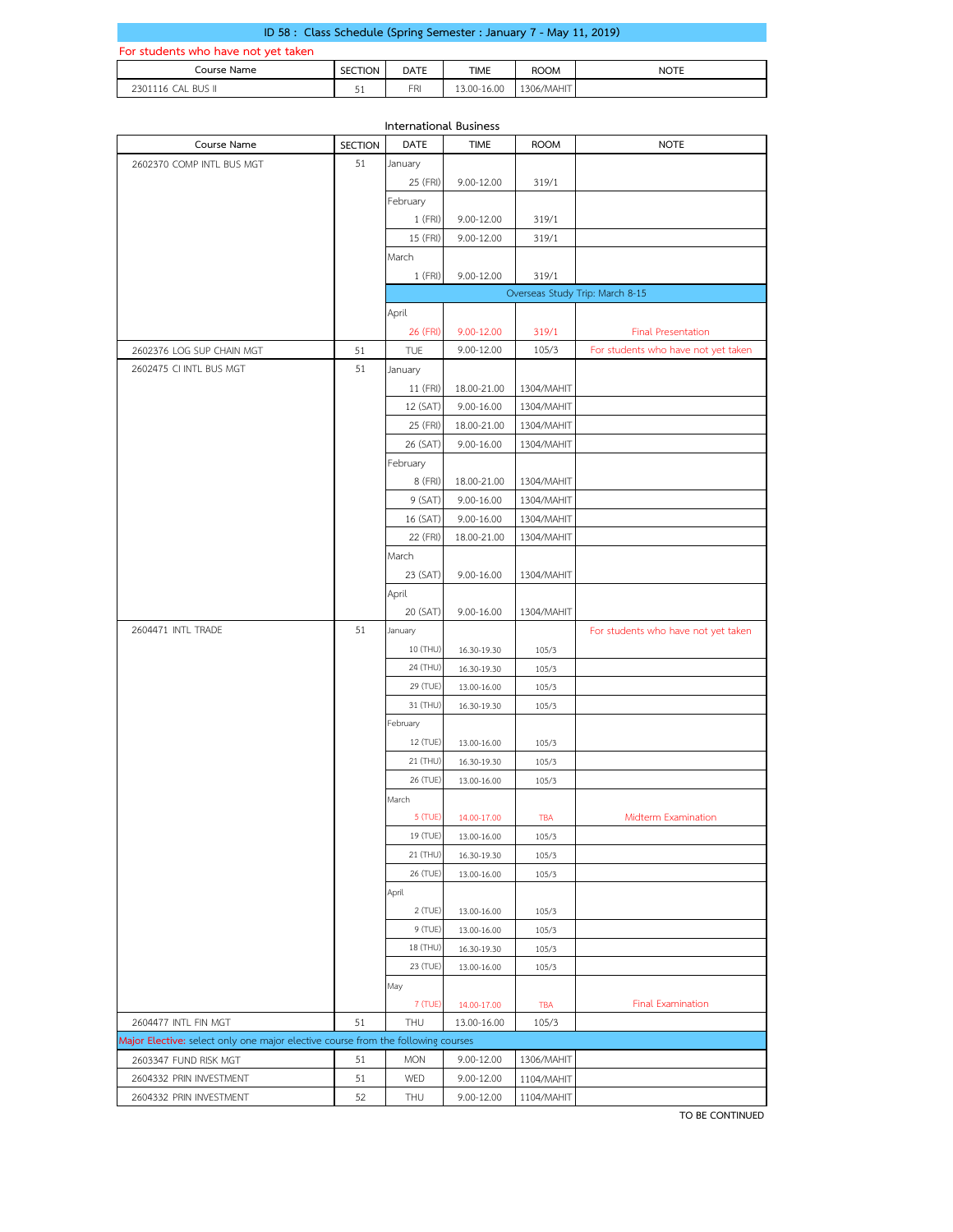## ID 58 : Class Schedule (Spring Semester : January 7 - May 11, 2019)

For students who have not yet taken

| Course Name | SECTION | DATE | TIME | ROOM | NOTE |
|---|---|---|---|---|---|
| 2301116 CAL BUS II | 51 | FRI | 13.00-16.00 | 1306/MAHIT | |

### International Business

| Course Name | SECTION | DATE | TIME | ROOM | NOTE |
|---|---|---|---|---|---|
| 2602370 COMP INTL BUS MGT | 51 | January | | | |
| | | 25 (FRI) | 9.00-12.00 | 319/1 | |
| | | February | | | |
| | | 1 (FRI) | 9.00-12.00 | 319/1 | |
| | | 15 (FRI) | 9.00-12.00 | 319/1 | |
| | | March | | | |
| | | 1 (FRI) | 9.00-12.00 | 319/1 | |
| | | Overseas Study Trip: March 8-15 | | | |
| | | April | | | |
| | | 26 (FRI) | 9.00-12.00 | 319/1 | Final Presentation |
| 2602376 LOG SUP CHAIN MGT | 51 | TUE | 9.00-12.00 | 105/3 | For students who have not yet taken |
| 2602475 CI INTL BUS MGT | 51 | January | | | |
| | | 11 (FRI) | 18.00-21.00 | 1304/MAHIT | |
| | | 12 (SAT) | 9.00-16.00 | 1304/MAHIT | |
| | | 25 (FRI) | 18.00-21.00 | 1304/MAHIT | |
| | | 26 (SAT) | 9.00-16.00 | 1304/MAHIT | |
| | | February | | | |
| | | 8 (FRI) | 18.00-21.00 | 1304/MAHIT | |
| | | 9 (SAT) | 9.00-16.00 | 1304/MAHIT | |
| | | 16 (SAT) | 9.00-16.00 | 1304/MAHIT | |
| | | 22 (FRI) | 18.00-21.00 | 1304/MAHIT | |
| | | March | | | |
| | | 23 (SAT) | 9.00-16.00 | 1304/MAHIT | |
| | | April | | | |
| | | 20 (SAT) | 9.00-16.00 | 1304/MAHIT | |
| 2604471 INTL TRADE | 51 | January | | | For students who have not yet taken |
| | | 10 (THU) | 16.30-19.30 | 105/3 | |
| | | 24 (THU) | 16.30-19.30 | 105/3 | |
| | | 29 (TUE) | 13.00-16.00 | 105/3 | |
| | | 31 (THU) | 16.30-19.30 | 105/3 | |
| | | February | | | |
| | | 12 (TUE) | 13.00-16.00 | 105/3 | |
| | | 21 (THU) | 16.30-19.30 | 105/3 | |
| | | 26 (TUE) | 13.00-16.00 | 105/3 | |
| | | March | | | |
| | | 5 (TUE) | 14.00-17.00 | TBA | Midterm Examination |
| | | 19 (TUE) | 13.00-16.00 | 105/3 | |
| | | 21 (THU) | 16.30-19.30 | 105/3 | |
| | | 26 (TUE) | 13.00-16.00 | 105/3 | |
| | | April | | | |
| | | 2 (TUE) | 13.00-16.00 | 105/3 | |
| | | 9 (TUE) | 13.00-16.00 | 105/3 | |
| | | 18 (THU) | 16.30-19.30 | 105/3 | |
| | | 23 (TUE) | 13.00-16.00 | 105/3 | |
| | | May | | | |
| | | 7 (TUE) | 14.00-17.00 | TBA | Final Examination |
| 2604477 INTL FIN MGT | 51 | THU | 13.00-16.00 | 105/3 | |
| Major Elective: select only one major elective course from the following courses | | | | | |
| 2603347 FUND RISK MGT | 51 | MON | 9.00-12.00 | 1306/MAHIT | |
| 2604332 PRIN INVESTMENT | 51 | WED | 9.00-12.00 | 1104/MAHIT | |
| 2604332 PRIN INVESTMENT | 52 | THU | 9.00-12.00 | 1104/MAHIT | |

TO BE CONTINUED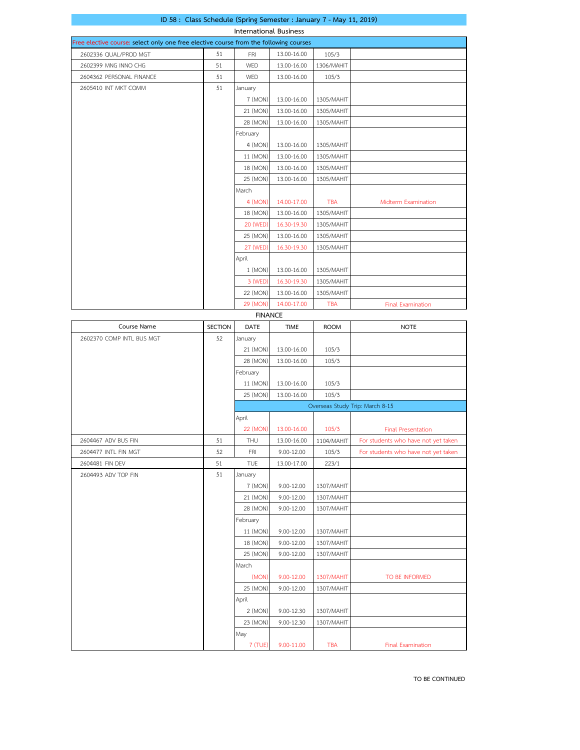## ID 58 : Class Schedule (Spring Semester : January 7 - May 11, 2019)

### International Business

Free elective course: select only one free elective course from the following courses

| Course Name | SECTION | DATE | TIME | ROOM | NOTE |
|---|---|---|---|---|---|
| 2602336 QUAL/PROD MGT | 51 | FRI | 13.00-16.00 | 105/3 | |
| 2602399 MNG INNO CHG | 51 | WED | 13.00-16.00 | 1306/MAHIT | |
| 2604362 PERSONAL FINANCE | 51 | WED | 13.00-16.00 | 105/3 | |
| 2605410 INT MKT COMM | 51 | January | | | |
| | | 7 (MON) | 13.00-16.00 | 1305/MAHIT | |
| | | 21 (MON) | 13.00-16.00 | 1305/MAHIT | |
| | | 28 (MON) | 13.00-16.00 | 1305/MAHIT | |
| | | February | | | |
| | | 4 (MON) | 13.00-16.00 | 1305/MAHIT | |
| | | 11 (MON) | 13.00-16.00 | 1305/MAHIT | |
| | | 18 (MON) | 13.00-16.00 | 1305/MAHIT | |
| | | 25 (MON) | 13.00-16.00 | 1305/MAHIT | |
| | | March | | | |
| | | 4 (MON) | 14.00-17.00 | TBA | Midterm Examination |
| | | 18 (MON) | 13.00-16.00 | 1305/MAHIT | |
| | | 20 (WED) | 16.30-19.30 | 1305/MAHIT | |
| | | 25 (MON) | 13.00-16.00 | 1305/MAHIT | |
| | | 27 (WED) | 16.30-19.30 | 1305/MAHIT | |
| | | April | | | |
| | | 1 (MON) | 13.00-16.00 | 1305/MAHIT | |
| | | 3 (WED) | 16.30-19.30 | 1305/MAHIT | |
| | | 22 (MON) | 13.00-16.00 | 1305/MAHIT | |
| | | 29 (MON) | 14.00-17.00 | TBA | Final Examination |

### FINANCE

| Course Name | SECTION | DATE | TIME | ROOM | NOTE |
|---|---|---|---|---|---|
| 2602370 COMP INTL BUS MGT | 52 | January | | | |
| | | 21 (MON) | 13.00-16.00 | 105/3 | |
| | | 28 (MON) | 13.00-16.00 | 105/3 | |
| | | February | | | |
| | | 11 (MON) | 13.00-16.00 | 105/3 | |
| | | 25 (MON) | 13.00-16.00 | 105/3 | |
| | | Overseas Study Trip: March 8-15 | | | |
| | | April | | | |
| | | 22 (MON) | 13.00-16.00 | 105/3 | Final Presentation |
| 2604467 ADV BUS FIN | 51 | THU | 13.00-16.00 | 1104/MAHIT | For students who have not yet taken |
| 2604477 INTL FIN MGT | 52 | FRI | 9.00-12.00 | 105/3 | For students who have not yet taken |
| 2604481 FIN DEV | 51 | TUE | 13.00-17.00 | 223/1 | |
| 2604493 ADV TOP FIN | 51 | January | | | |
| | | 7 (MON) | 9.00-12.00 | 1307/MAHIT | |
| | | 21 (MON) | 9.00-12.00 | 1307/MAHIT | |
| | | 28 (MON) | 9.00-12.00 | 1307/MAHIT | |
| | | February | | | |
| | | 11 (MON) | 9.00-12.00 | 1307/MAHIT | |
| | | 18 (MON) | 9.00-12.00 | 1307/MAHIT | |
| | | 25 (MON) | 9.00-12.00 | 1307/MAHIT | |
| | | March | | | |
| | | (MON) | 9.00-12.00 | 1307/MAHIT | TO BE INFORMED |
| | | 25 (MON) | 9.00-12.00 | 1307/MAHIT | |
| | | April | | | |
| | | 2 (MON) | 9.00-12.30 | 1307/MAHIT | |
| | | 23 (MON) | 9.00-12.30 | 1307/MAHIT | |
| | | May | | | |
| | | 7 (TUE) | 9.00-11.00 | TBA | Final Examination |

TO BE CONTINUED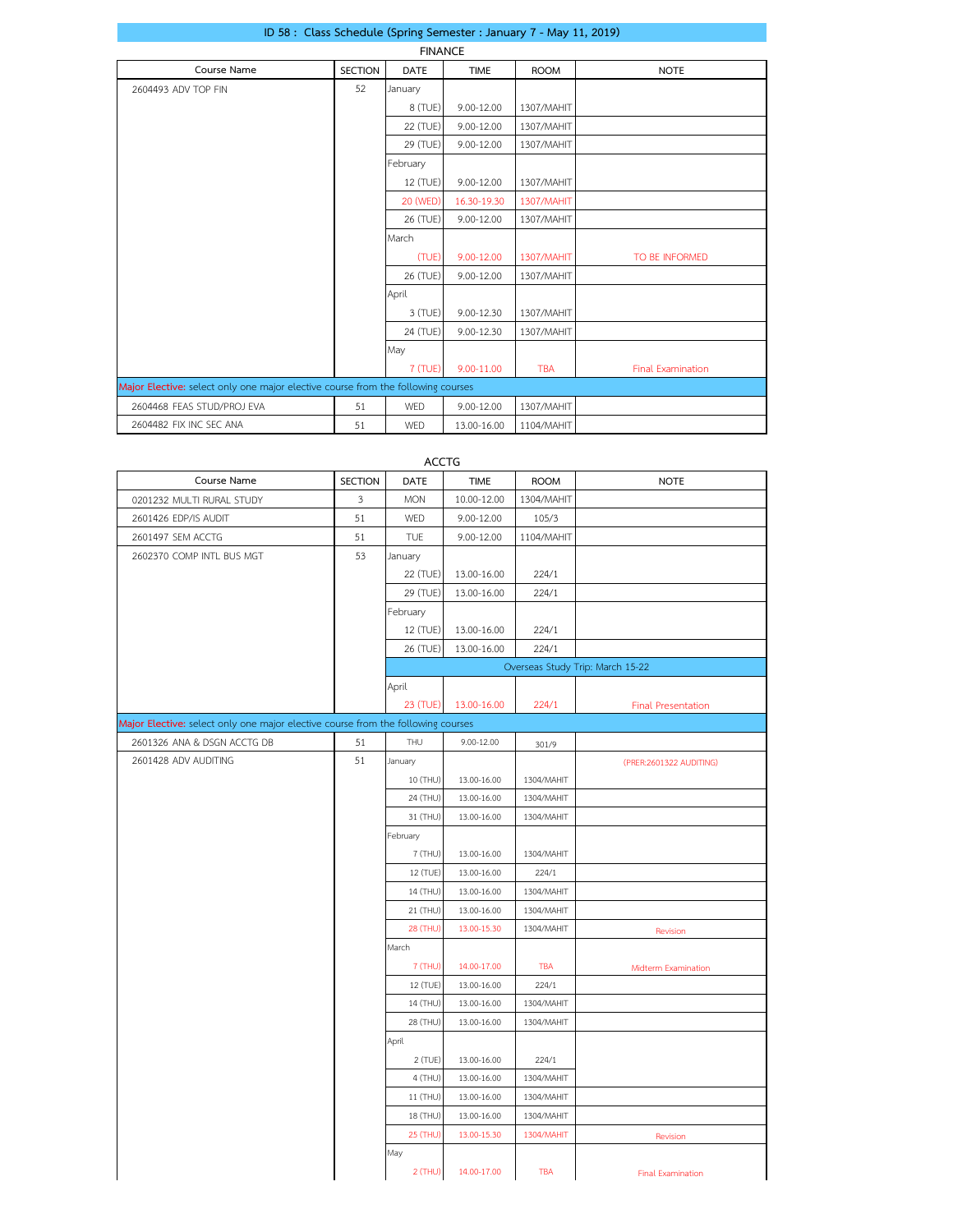# ID 58 : Class Schedule (Spring Semester : January 7 - May 11, 2019)

## FINANCE

| Course Name | SECTION | DATE | TIME | ROOM | NOTE |
|---|---|---|---|---|---|
| 2604493 ADV TOP FIN | 52 | January | | | |
| | | 8 (TUE) | 9.00-12.00 | 1307/MAHIT | |
| | | 22 (TUE) | 9.00-12.00 | 1307/MAHIT | |
| | | 29 (TUE) | 9.00-12.00 | 1307/MAHIT | |
| | | February | | | |
| | | 12 (TUE) | 9.00-12.00 | 1307/MAHIT | |
| | | 20 (WED) | 16.30-19.30 | 1307/MAHIT | |
| | | 26 (TUE) | 9.00-12.00 | 1307/MAHIT | |
| | | March | | | |
| | | (TUE) | 9.00-12.00 | 1307/MAHIT | TO BE INFORMED |
| | | 26 (TUE) | 9.00-12.00 | 1307/MAHIT | |
| | | April | | | |
| | | 3 (TUE) | 9.00-12.30 | 1307/MAHIT | |
| | | 24 (TUE) | 9.00-12.30 | 1307/MAHIT | |
| | | May | | | |
| | | 7 (TUE) | 9.00-11.00 | TBA | Final Examination |
| Major Elective: select only one major elective course from the following courses | | | | | |
| 2604468 FEAS STUD/PROJ EVA | 51 | WED | 9.00-12.00 | 1307/MAHIT | |
| 2604482 FIX INC SEC ANA | 51 | WED | 13.00-16.00 | 1104/MAHIT | |

## ACCTG

| Course Name | SECTION | DATE | TIME | ROOM | NOTE |
|---|---|---|---|---|---|
| 0201232 MULTI RURAL STUDY | 3 | MON | 10.00-12.00 | 1304/MAHIT | |
| 2601426 EDP/IS AUDIT | 51 | WED | 9.00-12.00 | 105/3 | |
| 2601497 SEM ACCTG | 51 | TUE | 9.00-12.00 | 1104/MAHIT | |
| 2602370 COMP INTL BUS MGT | 53 | January | | | |
| | | 22 (TUE) | 13.00-16.00 | 224/1 | |
| | | 29 (TUE) | 13.00-16.00 | 224/1 | |
| | | February | | | |
| | | 12 (TUE) | 13.00-16.00 | 224/1 | |
| | | 26 (TUE) | 13.00-16.00 | 224/1 | |
| | | Overseas Study Trip: March 15-22 | | | |
| | | April | | | |
| | | 23 (TUE) | 13.00-16.00 | 224/1 | Final Presentation |
| Major Elective: select only one major elective course from the following courses | | | | | |
| 2601326 ANA & DSGN ACCTG DB | 51 | THU | 9.00-12.00 | 301/9 | |
| 2601428 ADV AUDITING | 51 | January | | | (PRER:2601322 AUDITING) |
| | | 10 (THU) | 13.00-16.00 | 1304/MAHIT | |
| | | 24 (THU) | 13.00-16.00 | 1304/MAHIT | |
| | | 31 (THU) | 13.00-16.00 | 1304/MAHIT | |
| | | February | | | |
| | | 7 (THU) | 13.00-16.00 | 1304/MAHIT | |
| | | 12 (TUE) | 13.00-16.00 | 224/1 | |
| | | 14 (THU) | 13.00-16.00 | 1304/MAHIT | |
| | | 21 (THU) | 13.00-16.00 | 1304/MAHIT | |
| | | 28 (THU) | 13.00-15.30 | 1304/MAHIT | Revision |
| | | March | | | |
| | | 7 (THU) | 14.00-17.00 | TBA | Midterm Examination |
| | | 12 (TUE) | 13.00-16.00 | 224/1 | |
| | | 14 (THU) | 13.00-16.00 | 1304/MAHIT | |
| | | 28 (THU) | 13.00-16.00 | 1304/MAHIT | |
| | | April | | | |
| | | 2 (TUE) | 13.00-16.00 | 224/1 | |
| | | 4 (THU) | 13.00-16.00 | 1304/MAHIT | |
| | | 11 (THU) | 13.00-16.00 | 1304/MAHIT | |
| | | 18 (THU) | 13.00-16.00 | 1304/MAHIT | |
| | | 25 (THU) | 13.00-15.30 | 1304/MAHIT | Revision |
| | | May | | | |
| | | 2 (THU) | 14.00-17.00 | TBA | Final Examination |